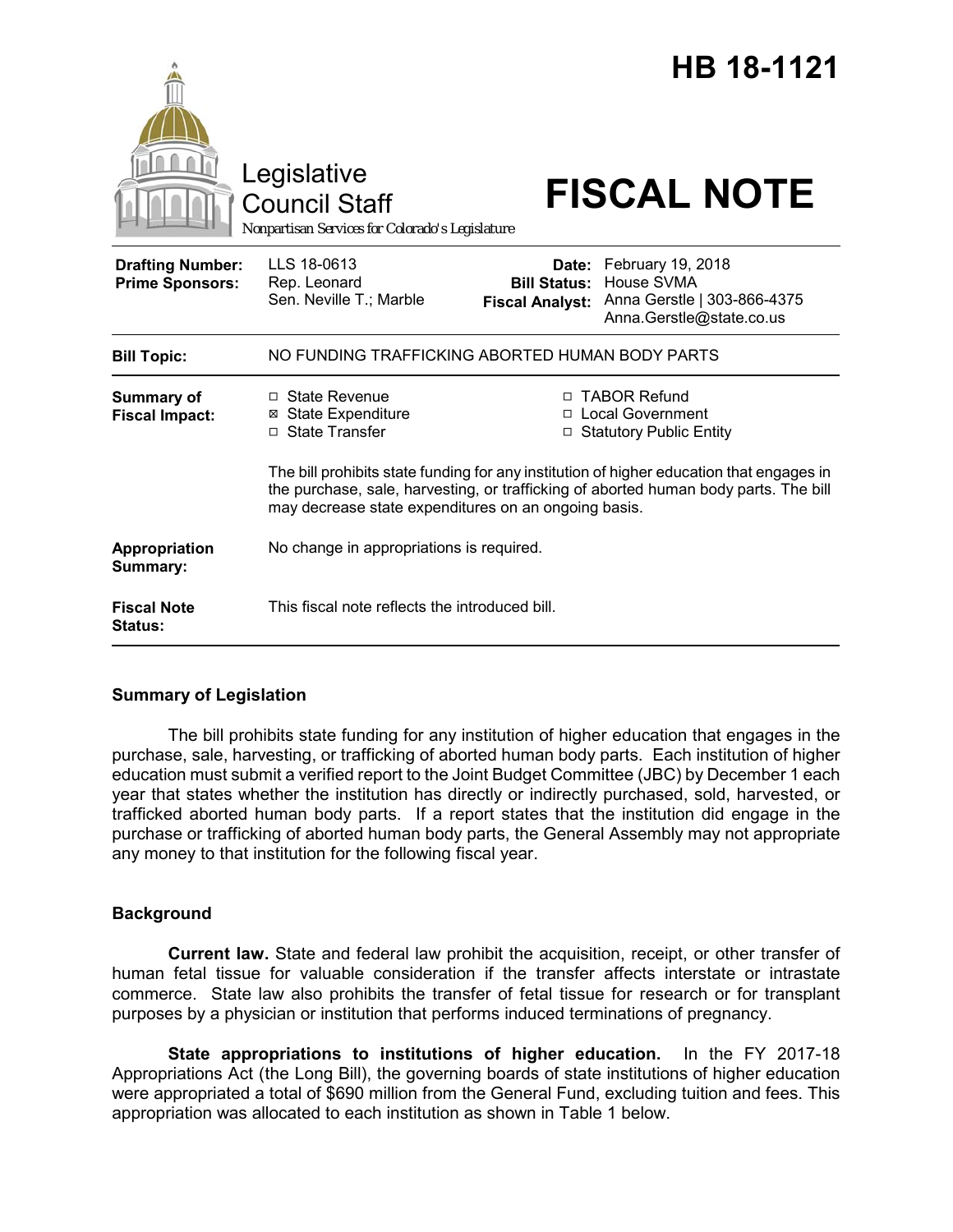# HB 18-1121

Legislative Council Staff

Nonpartisan Services for Colorado's Legislature

# FISCAL NOTE

| | | | |
|---|---|---|---|
| **Drafting Number:** | LLS 18-0613 | **Date:** | February 19, 2018 |
| **Prime Sponsors:** | Rep. Leonard<br>Sen. Neville T.; Marble | **Bill Status:** | House SVMA |
| | | **Fiscal Analyst:** | Anna Gerstle \| 303-866-4375<br>Anna.Gerstle@state.co.us |

| | |
|---|---|
| **Bill Topic:** | NO FUNDING TRAFFICKING ABORTED HUMAN BODY PARTS |
| **Summary of Fiscal Impact:** | ☐ State Revenue<br>☒ State Expenditure<br>☐ State Transfer<br>☐ TABOR Refund<br>☐ Local Government<br>☐ Statutory Public Entity<br><br>The bill prohibits state funding for any institution of higher education that engages in the purchase, sale, harvesting, or trafficking of aborted human body parts. The bill may decrease state expenditures on an ongoing basis. |
| **Appropriation Summary:** | No change in appropriations is required. |
| **Fiscal Note Status:** | This fiscal note reflects the introduced bill. |

## Summary of Legislation

The bill prohibits state funding for any institution of higher education that engages in the purchase, sale, harvesting, or trafficking of aborted human body parts. Each institution of higher education must submit a verified report to the Joint Budget Committee (JBC) by December 1 each year that states whether the institution has directly or indirectly purchased, sold, harvested, or trafficked aborted human body parts. If a report states that the institution did engage in the purchase or trafficking of aborted human body parts, the General Assembly may not appropriate any money to that institution for the following fiscal year.

## Background

**Current law.** State and federal law prohibit the acquisition, receipt, or other transfer of human fetal tissue for valuable consideration if the transfer affects interstate or intrastate commerce. State law also prohibits the transfer of fetal tissue for research or for transplant purposes by a physician or institution that performs induced terminations of pregnancy.

**State appropriations to institutions of higher education.** In the FY 2017-18 Appropriations Act (the Long Bill), the governing boards of state institutions of higher education were appropriated a total of $690 million from the General Fund, excluding tuition and fees. This appropriation was allocated to each institution as shown in Table 1 below.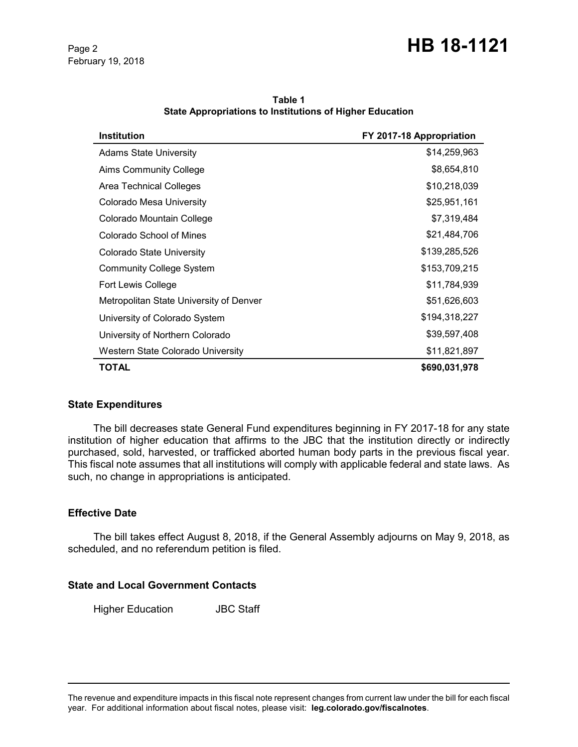**Table 1**
**State Appropriations to Institutions of Higher Education**

| Institution | FY 2017-18 Appropriation |
|---|---|
| Adams State University | $14,259,963 |
| Aims Community College | $8,654,810 |
| Area Technical Colleges | $10,218,039 |
| Colorado Mesa University | $25,951,161 |
| Colorado Mountain College | $7,319,484 |
| Colorado School of Mines | $21,484,706 |
| Colorado State University | $139,285,526 |
| Community College System | $153,709,215 |
| Fort Lewis College | $11,784,939 |
| Metropolitan State University of Denver | $51,626,603 |
| University of Colorado System | $194,318,227 |
| University of Northern Colorado | $39,597,408 |
| Western State Colorado University | $11,821,897 |
| **TOTAL** | **$690,031,978** |

## State Expenditures

The bill decreases state General Fund expenditures beginning in FY 2017-18 for any state institution of higher education that affirms to the JBC that the institution directly or indirectly purchased, sold, harvested, or trafficked aborted human body parts in the previous fiscal year. This fiscal note assumes that all institutions will comply with applicable federal and state laws. As such, no change in appropriations is anticipated.

## Effective Date

The bill takes effect August 8, 2018, if the General Assembly adjourns on May 9, 2018, as scheduled, and no referendum petition is filed.

## State and Local Government Contacts

Higher Education　　　JBC Staff

The revenue and expenditure impacts in this fiscal note represent changes from current law under the bill for each fiscal year. For additional information about fiscal notes, please visit: **leg.colorado.gov/fiscalnotes**.